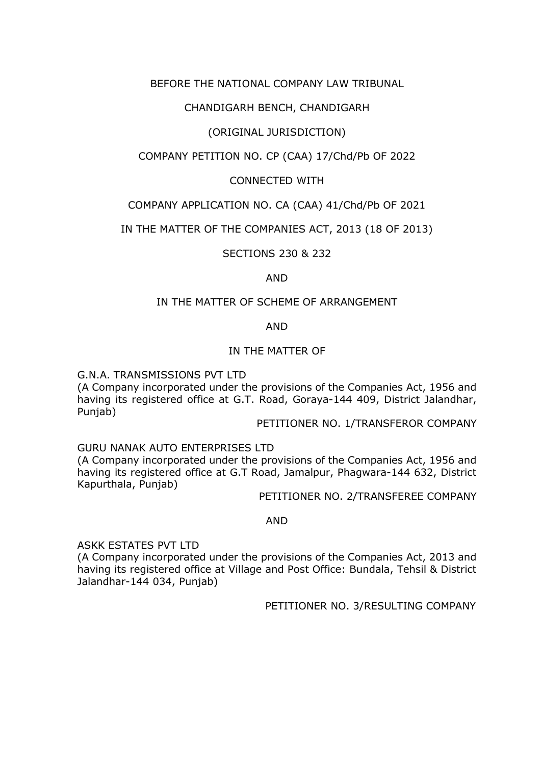BEFORE THE NATIONAL COMPANY LAW TRIBUNAL

CHANDIGARH BENCH, CHANDIGARH

(ORIGINAL JURISDICTION)

COMPANY PETITION NO. CP (CAA) 17/Chd/Pb OF 2022

CONNECTED WITH

COMPANY APPLICATION NO. CA (CAA) 41/Chd/Pb OF 2021

IN THE MATTER OF THE COMPANIES ACT, 2013 (18 OF 2013)

SECTIONS 230 & 232

AND

IN THE MATTER OF SCHEME OF ARRANGEMENT

AND

IN THE MATTER OF

G.N.A. TRANSMISSIONS PVT LTD
(A Company incorporated under the provisions of the Companies Act, 1956 and having its registered office at G.T. Road, Goraya-144 409, District Jalandhar, Punjab)

PETITIONER NO. 1/TRANSFEROR COMPANY

GURU NANAK AUTO ENTERPRISES LTD
(A Company incorporated under the provisions of the Companies Act, 1956 and having its registered office at G.T Road, Jamalpur, Phagwara-144 632, District Kapurthala, Punjab)

PETITIONER NO. 2/TRANSFEREE COMPANY

AND

ASKK ESTATES PVT LTD
(A Company incorporated under the provisions of the Companies Act, 2013 and having its registered office at Village and Post Office: Bundala, Tehsil & District Jalandhar-144 034, Punjab)

PETITIONER NO. 3/RESULTING COMPANY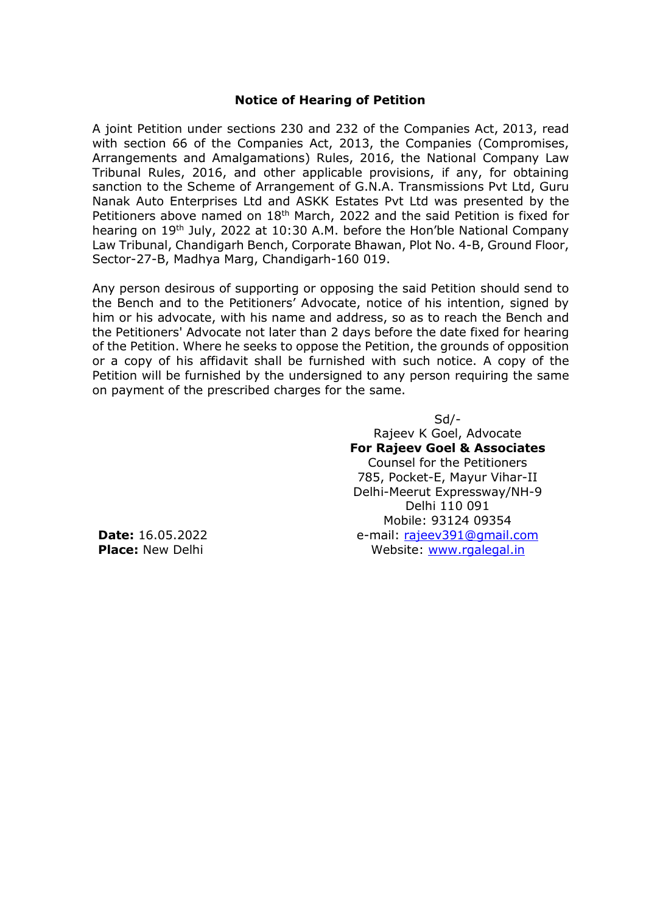## Notice of Hearing of Petition

A joint Petition under sections 230 and 232 of the Companies Act, 2013, read with section 66 of the Companies Act, 2013, the Companies (Compromises, Arrangements and Amalgamations) Rules, 2016, the National Company Law Tribunal Rules, 2016, and other applicable provisions, if any, for obtaining sanction to the Scheme of Arrangement of G.N.A. Transmissions Pvt Ltd, Guru Nanak Auto Enterprises Ltd and ASKK Estates Pvt Ltd was presented by the Petitioners above named on 18th March, 2022 and the said Petition is fixed for hearing on 19th July, 2022 at 10:30 A.M. before the Hon'ble National Company Law Tribunal, Chandigarh Bench, Corporate Bhawan, Plot No. 4-B, Ground Floor, Sector-27-B, Madhya Marg, Chandigarh-160 019.

Any person desirous of supporting or opposing the said Petition should send to the Bench and to the Petitioners' Advocate, notice of his intention, signed by him or his advocate, with his name and address, so as to reach the Bench and the Petitioners' Advocate not later than 2 days before the date fixed for hearing of the Petition. Where he seeks to oppose the Petition, the grounds of opposition or a copy of his affidavit shall be furnished with such notice. A copy of the Petition will be furnished by the undersigned to any person requiring the same on payment of the prescribed charges for the same.

Sd/-
Rajeev K Goel, Advocate
**For Rajeev Goel & Associates**
Counsel for the Petitioners
785, Pocket-E, Mayur Vihar-II
Delhi-Meerut Expressway/NH-9
Delhi 110 091
Mobile: 93124 09354
e-mail: rajeev391@gmail.com
Website: www.rgalegal.in

**Date:** 16.05.2022
**Place:** New Delhi